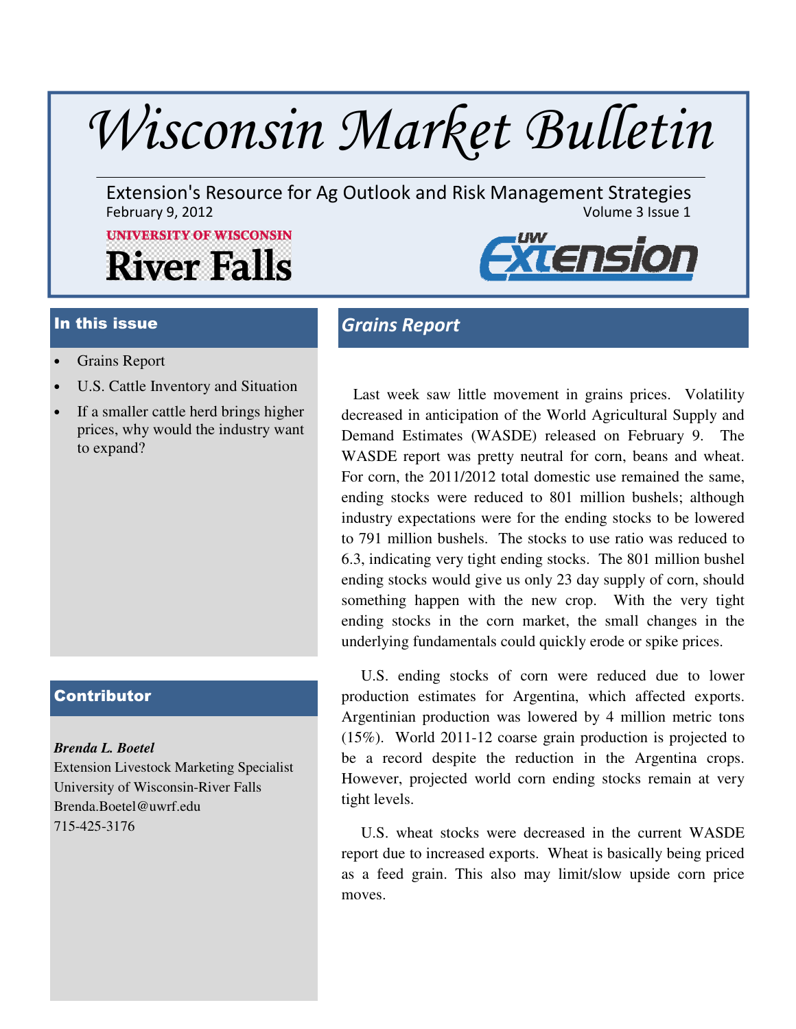# Wisconsin Market Bulletin

Extension's Resource for Ag Outlook and Risk Management Strategies

February 9, 2012 — Volume 3 Issue 1

UNIVERSITY OF WISCONSIN **River Falls**

UW Extension

## In this issue

- Grains Report
- U.S. Cattle Inventory and Situation
- If a smaller cattle herd brings higher prices, why would the industry want to expand?

## Contributor

***Brenda L. Boetel***
Extension Livestock Marketing Specialist
University of Wisconsin-River Falls
Brenda.Boetel@uwrf.edu
715-425-3176

## *Grains Report*

Last week saw little movement in grains prices. Volatility decreased in anticipation of the World Agricultural Supply and Demand Estimates (WASDE) released on February 9. The WASDE report was pretty neutral for corn, beans and wheat. For corn, the 2011/2012 total domestic use remained the same, ending stocks were reduced to 801 million bushels; although industry expectations were for the ending stocks to be lowered to 791 million bushels. The stocks to use ratio was reduced to 6.3, indicating very tight ending stocks. The 801 million bushel ending stocks would give us only 23 day supply of corn, should something happen with the new crop. With the very tight ending stocks in the corn market, the small changes in the underlying fundamentals could quickly erode or spike prices.

U.S. ending stocks of corn were reduced due to lower production estimates for Argentina, which affected exports. Argentinian production was lowered by 4 million metric tons (15%). World 2011-12 coarse grain production is projected to be a record despite the reduction in the Argentina crops. However, projected world corn ending stocks remain at very tight levels.

U.S. wheat stocks were decreased in the current WASDE report due to increased exports. Wheat is basically being priced as a feed grain. This also may limit/slow upside corn price moves.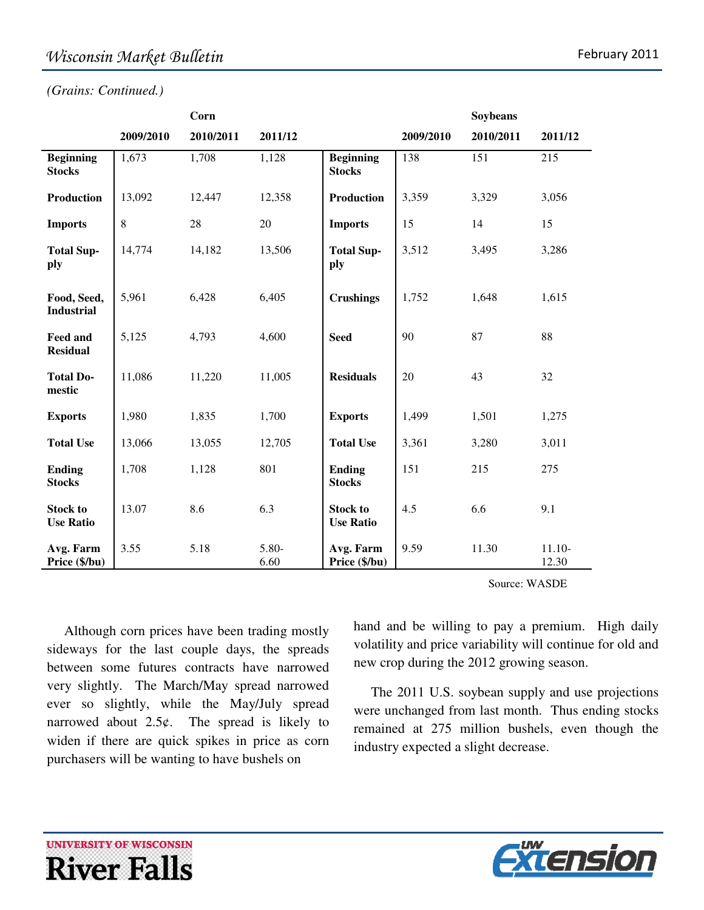*(Grains: Continued.)*

| | Corn | | | | Soybeans | | |
|---|---|---|---|---|---|---|---|
| | 2009/2010 | 2010/2011 | 2011/12 | | 2009/2010 | 2010/2011 | 2011/12 |
| **Beginning Stocks** | 1,673 | 1,708 | 1,128 | **Beginning Stocks** | 138 | 151 | 215 |
| **Production** | 13,092 | 12,447 | 12,358 | **Production** | 3,359 | 3,329 | 3,056 |
| **Imports** | 8 | 28 | 20 | **Imports** | 15 | 14 | 15 |
| **Total Supply** | 14,774 | 14,182 | 13,506 | **Total Supply** | 3,512 | 3,495 | 3,286 |
| **Food, Seed, Industrial** | 5,961 | 6,428 | 6,405 | **Crushings** | 1,752 | 1,648 | 1,615 |
| **Feed and Residual** | 5,125 | 4,793 | 4,600 | **Seed** | 90 | 87 | 88 |
| **Total Domestic** | 11,086 | 11,220 | 11,005 | **Residuals** | 20 | 43 | 32 |
| **Exports** | 1,980 | 1,835 | 1,700 | **Exports** | 1,499 | 1,501 | 1,275 |
| **Total Use** | 13,066 | 13,055 | 12,705 | **Total Use** | 3,361 | 3,280 | 3,011 |
| **Ending Stocks** | 1,708 | 1,128 | 801 | **Ending Stocks** | 151 | 215 | 275 |
| **Stock to Use Ratio** | 13.07 | 8.6 | 6.3 | **Stock to Use Ratio** | 4.5 | 6.6 | 9.1 |
| **Avg. Farm Price ($/bu)** | 3.55 | 5.18 | 5.80-6.60 | **Avg. Farm Price ($/bu)** | 9.59 | 11.30 | 11.10-12.30 |

Source: WASDE

Although corn prices have been trading mostly sideways for the last couple days, the spreads between some futures contracts have narrowed very slightly. The March/May spread narrowed ever so slightly, while the May/July spread narrowed about 2.5¢. The spread is likely to widen if there are quick spikes in price as corn purchasers will be wanting to have bushels on hand and be willing to pay a premium. High daily volatility and price variability will continue for old and new crop during the 2012 growing season.

The 2011 U.S. soybean supply and use projections were unchanged from last month. Thus ending stocks remained at 275 million bushels, even though the industry expected a slight decrease.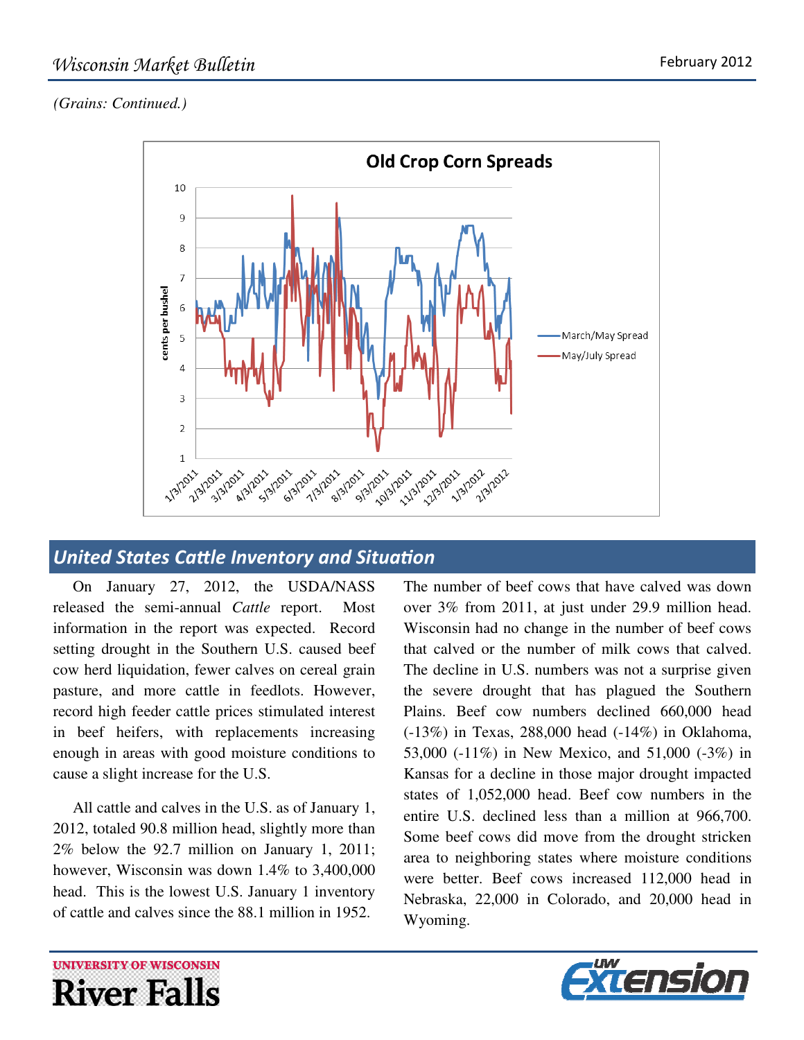*(Grains: Continued.)*

## United States Cattle Inventory and Situation

On January 27, 2012, the USDA/NASS released the semi-annual *Cattle* report. Most information in the report was expected. Record setting drought in the Southern U.S. caused beef cow herd liquidation, fewer calves on cereal grain pasture, and more cattle in feedlots. However, record high feeder cattle prices stimulated interest in beef heifers, with replacements increasing enough in areas with good moisture conditions to cause a slight increase for the U.S.

All cattle and calves in the U.S. as of January 1, 2012, totaled 90.8 million head, slightly more than 2% below the 92.7 million on January 1, 2011; however, Wisconsin was down 1.4% to 3,400,000 head. This is the lowest U.S. January 1 inventory of cattle and calves since the 88.1 million in 1952.

The number of beef cows that have calved was down over 3% from 2011, at just under 29.9 million head. Wisconsin had no change in the number of beef cows that calved or the number of milk cows that calved. The decline in U.S. numbers was not a surprise given the severe drought that has plagued the Southern Plains. Beef cow numbers declined 660,000 head (-13%) in Texas, 288,000 head (-14%) in Oklahoma, 53,000 (-11%) in New Mexico, and 51,000 (-3%) in Kansas for a decline in those major drought impacted states of 1,052,000 head. Beef cow numbers in the entire U.S. declined less than a million at 966,700. Some beef cows did move from the drought stricken area to neighboring states where moisture conditions were better. Beef cows increased 112,000 head in Nebraska, 22,000 in Colorado, and 20,000 head in Wyoming.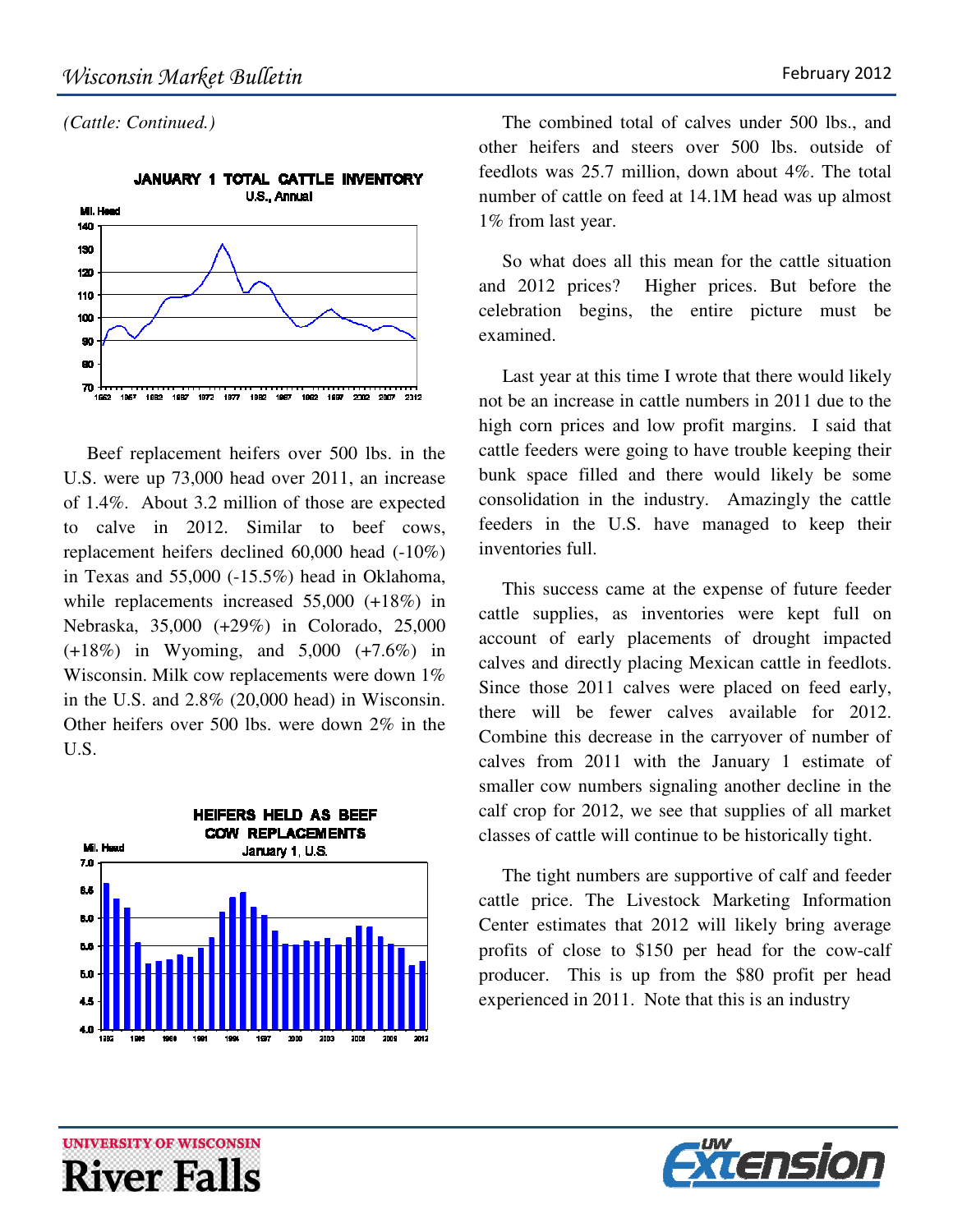*(Cattle: Continued.)*

Beef replacement heifers over 500 lbs. in the U.S. were up 73,000 head over 2011, an increase of 1.4%. About 3.2 million of those are expected to calve in 2012. Similar to beef cows, replacement heifers declined 60,000 head (-10%) in Texas and 55,000 (-15.5%) head in Oklahoma, while replacements increased 55,000 (+18%) in Nebraska, 35,000 (+29%) in Colorado, 25,000 (+18%) in Wyoming, and 5,000 (+7.6%) in Wisconsin. Milk cow replacements were down 1% in the U.S. and 2.8% (20,000 head) in Wisconsin. Other heifers over 500 lbs. were down 2% in the U.S.

The combined total of calves under 500 lbs., and other heifers and steers over 500 lbs. outside of feedlots was 25.7 million, down about 4%. The total number of cattle on feed at 14.1M head was up almost 1% from last year.

So what does all this mean for the cattle situation and 2012 prices? Higher prices. But before the celebration begins, the entire picture must be examined.

Last year at this time I wrote that there would likely not be an increase in cattle numbers in 2011 due to the high corn prices and low profit margins. I said that cattle feeders were going to have trouble keeping their bunk space filled and there would likely be some consolidation in the industry. Amazingly the cattle feeders in the U.S. have managed to keep their inventories full.

This success came at the expense of future feeder cattle supplies, as inventories were kept full on account of early placements of drought impacted calves and directly placing Mexican cattle in feedlots. Since those 2011 calves were placed on feed early, there will be fewer calves available for 2012. Combine this decrease in the carryover of number of calves from 2011 with the January 1 estimate of smaller cow numbers signaling another decline in the calf crop for 2012, we see that supplies of all market classes of cattle will continue to be historically tight.

The tight numbers are supportive of calf and feeder cattle price. The Livestock Marketing Information Center estimates that 2012 will likely bring average profits of close to $150 per head for the cow-calf producer. This is up from the $80 profit per head experienced in 2011. Note that this is an industry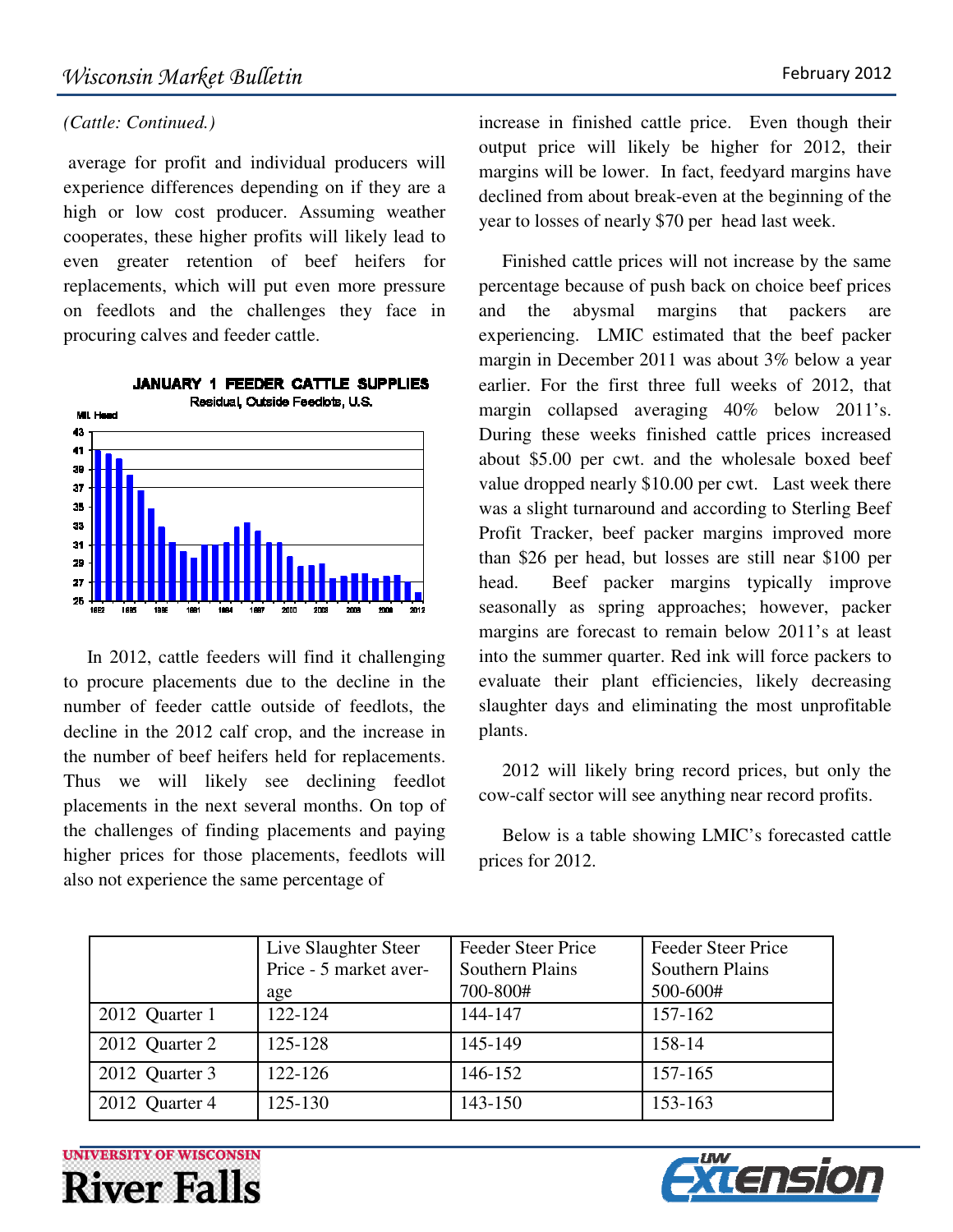*(Cattle: Continued.)*

average for profit and individual producers will experience differences depending on if they are a high or low cost producer. Assuming weather cooperates, these higher profits will likely lead to even greater retention of beef heifers for replacements, which will put even more pressure on feedlots and the challenges they face in procuring calves and feeder cattle.

In 2012, cattle feeders will find it challenging to procure placements due to the decline in the number of feeder cattle outside of feedlots, the decline in the 2012 calf crop, and the increase in the number of beef heifers held for replacements. Thus we will likely see declining feedlot placements in the next several months. On top of the challenges of finding placements and paying higher prices for those placements, feedlots will also not experience the same percentage of increase in finished cattle price. Even though their output price will likely be higher for 2012, their margins will be lower. In fact, feedyard margins have declined from about break-even at the beginning of the year to losses of nearly $70 per head last week.

Finished cattle prices will not increase by the same percentage because of push back on choice beef prices and the abysmal margins that packers are experiencing. LMIC estimated that the beef packer margin in December 2011 was about 3% below a year earlier. For the first three full weeks of 2012, that margin collapsed averaging 40% below 2011's. During these weeks finished cattle prices increased about $5.00 per cwt. and the wholesale boxed beef value dropped nearly $10.00 per cwt. Last week there was a slight turnaround and according to Sterling Beef Profit Tracker, beef packer margins improved more than $26 per head, but losses are still near $100 per head. Beef packer margins typically improve seasonally as spring approaches; however, packer margins are forecast to remain below 2011's at least into the summer quarter. Red ink will force packers to evaluate their plant efficiencies, likely decreasing slaughter days and eliminating the most unprofitable plants.

2012 will likely bring record prices, but only the cow-calf sector will see anything near record profits.

Below is a table showing LMIC's forecasted cattle prices for 2012.

| | Live Slaughter Steer Price - 5 market average | Feeder Steer Price Southern Plains 700-800# | Feeder Steer Price Southern Plains 500-600# |
|---|---|---|---|
| 2012 Quarter 1 | 122-124 | 144-147 | 157-162 |
| 2012 Quarter 2 | 125-128 | 145-149 | 158-14 |
| 2012 Quarter 3 | 122-126 | 146-152 | 157-165 |
| 2012 Quarter 4 | 125-130 | 143-150 | 153-163 |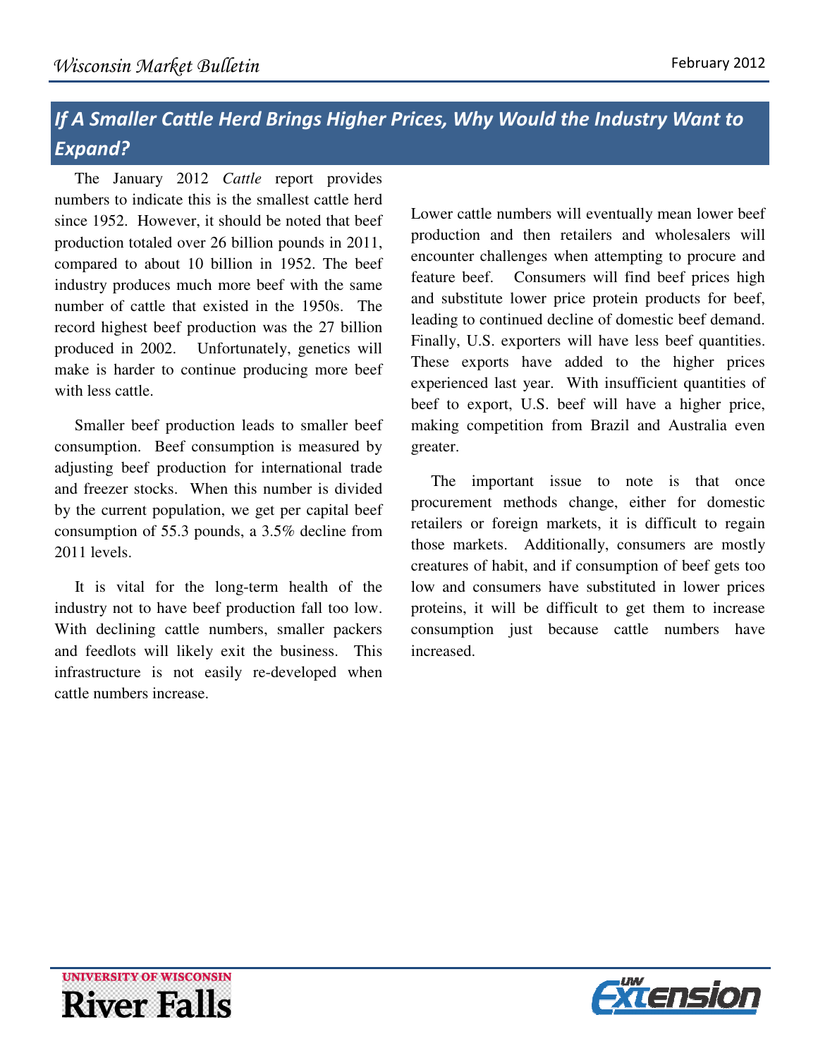## If A Smaller Cattle Herd Brings Higher Prices, Why Would the Industry Want to Expand?

The January 2012 *Cattle* report provides numbers to indicate this is the smallest cattle herd since 1952. However, it should be noted that beef production totaled over 26 billion pounds in 2011, compared to about 10 billion in 1952. The beef industry produces much more beef with the same number of cattle that existed in the 1950s. The record highest beef production was the 27 billion produced in 2002. Unfortunately, genetics will make is harder to continue producing more beef with less cattle.

Smaller beef production leads to smaller beef consumption. Beef consumption is measured by adjusting beef production for international trade and freezer stocks. When this number is divided by the current population, we get per capital beef consumption of 55.3 pounds, a 3.5% decline from 2011 levels.

It is vital for the long-term health of the industry not to have beef production fall too low. With declining cattle numbers, smaller packers and feedlots will likely exit the business. This infrastructure is not easily re-developed when cattle numbers increase.

Lower cattle numbers will eventually mean lower beef production and then retailers and wholesalers will encounter challenges when attempting to procure and feature beef. Consumers will find beef prices high and substitute lower price protein products for beef, leading to continued decline of domestic beef demand. Finally, U.S. exporters will have less beef quantities. These exports have added to the higher prices experienced last year. With insufficient quantities of beef to export, U.S. beef will have a higher price, making competition from Brazil and Australia even greater.

The important issue to note is that once procurement methods change, either for domestic retailers or foreign markets, it is difficult to regain those markets. Additionally, consumers are mostly creatures of habit, and if consumption of beef gets too low and consumers have substituted in lower prices proteins, it will be difficult to get them to increase consumption just because cattle numbers have increased.